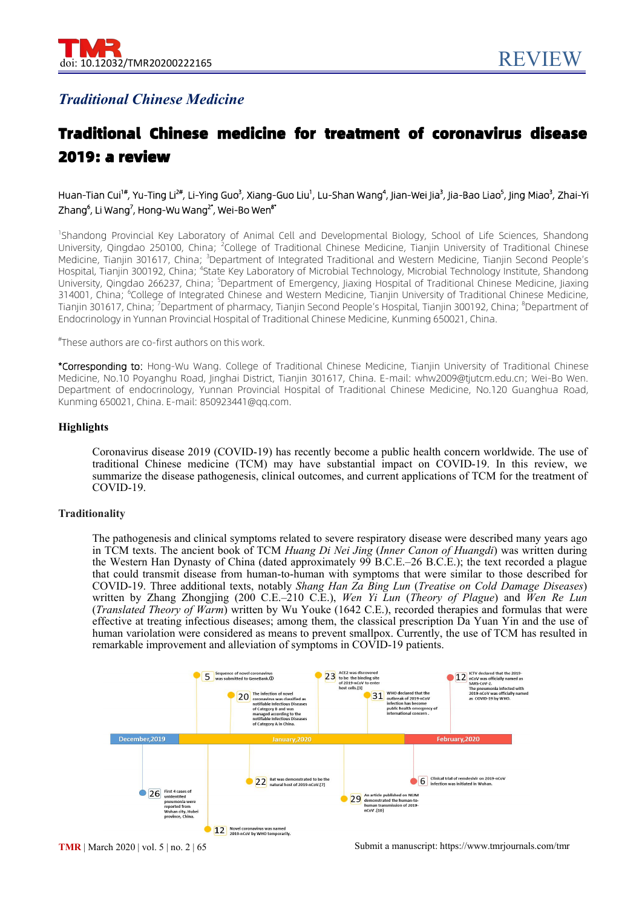doi: 10.12032/TMR20200222165

REVIEW

*Traditional Chinese Medicine*

# Traditional Chinese medicine for treatment of coronavirus disease 2019: a review

Huan-Tian Cui[1#], Yu-Ting Li[2#], Li-Ying Guo[3], Xiang-Guo Liu[1], Lu-Shan Wang[4], Jian-Wei Jia[3], Jia-Bao Liao[5], Jing Miao[3], Zhai-Yi Zhang[6], Li Wang[7], Hong-Wu Wang[2*], Wei-Bo Wen[8*]

[1]Shandong Provincial Key Laboratory of Animal Cell and Developmental Biology, School of Life Sciences, Shandong University, Qingdao 250100, China; [2]College of Traditional Chinese Medicine, Tianjin University of Traditional Chinese Medicine, Tianjin 301617, China; [3]Department of Integrated Traditional and Western Medicine, Tianjin Second People's Hospital, Tianjin 300192, China; [4]State Key Laboratory of Microbial Technology, Microbial Technology Institute, Shandong University, Qingdao 266237, China; [5]Department of Emergency, Jiaxing Hospital of Traditional Chinese Medicine, Jiaxing 314001, China; [6]College of Integrated Chinese and Western Medicine, Tianjin University of Traditional Chinese Medicine, Tianjin 301617, China; [7]Department of pharmacy, Tianjin Second People's Hospital, Tianjin 300192, China; [8]Department of Endocrinology in Yunnan Provincial Hospital of Traditional Chinese Medicine, Kunming 650021, China.

[#]These authors are co-first authors on this work.

*Corresponding to: Hong-Wu Wang. College of Traditional Chinese Medicine, Tianjin University of Traditional Chinese Medicine, No.10 Poyanghu Road, Jinghai District, Tianjin 301617, China. E-mail: whw2009@tjutcm.edu.cn; Wei-Bo Wen. Department of endocrinology, Yunnan Provincial Hospital of Traditional Chinese Medicine, No.120 Guanghua Road, Kunming 650021, China. E-mail: 850923441@qq.com.

### Highlights

Coronavirus disease 2019 (COVID-19) has recently become a public health concern worldwide. The use of traditional Chinese medicine (TCM) may have substantial impact on COVID-19. In this review, we summarize the disease pathogenesis, clinical outcomes, and current applications of TCM for the treatment of COVID-19.

### Traditionality

The pathogenesis and clinical symptoms related to severe respiratory disease were described many years ago in TCM texts. The ancient book of TCM *Huang Di Nei Jing* (*Inner Canon of Huangdi*) was written during the Western Han Dynasty of China (dated approximately 99 B.C.E.–26 B.C.E.); the text recorded a plague that could transmit disease from human-to-human with symptoms that were similar to those described for COVID-19. Three additional texts, notably *Shang Han Za Bing Lun* (*Treatise on Cold Damage Diseases*) written by Zhang Zhongjing (200 C.E.–210 C.E.), *Wen Yi Lun* (*Theory of Plague*) and *Wen Re Lun* (*Translated Theory of Warm*) written by Wu Youke (1642 C.E.), recorded therapies and formulas that were effective at treating infectious diseases; among them, the classical prescription Da Yuan Yin and the use of human variolation were considered as means to prevent smallpox. Currently, the use of TCM has resulted in remarkable improvement and alleviation of symptoms in COVID-19 patients.

December,2019

- 26 — First 4 cases of unidentified pneumonia were reported from Wuhan city, Hubei province, China.

January,2020

- 5 — Sequence of novel coronavirus was submitted to GeneBank.①
- 12 — Novel coronavirus was named 2019-nCoV by WHO temporarily.
- 20 — The infection of novel coronavirus was classified as notifiable Infectious Diseases of Category B and was managed according to the notifiable Infectious Diseases of Category A in China.
- 22 — Bat was demonstrated to be the natural host of 2019-nCoV.[7]
- 23 — ACE2 was discovered to be the binding site of 2019-nCoV to enter host cells.[3]
- 29 — An article published on NEJM demonstrated the human-to-human transmission of 2019-nCoV.[10]
- 31 — WHO declared that the outbreak of 2019-nCoV infection has become public health emergency of international concern.

February,2020

- 6 — Clinical trial of remdesivir on 2019-nCoV infection was initiated in Wuhan.
- 12 — ICTV declared that the 2019-nCoV was officially named as SARS-CoV-2. The pneumonia infected with 2019-nCoV was officially named as COVID-19 by WHO.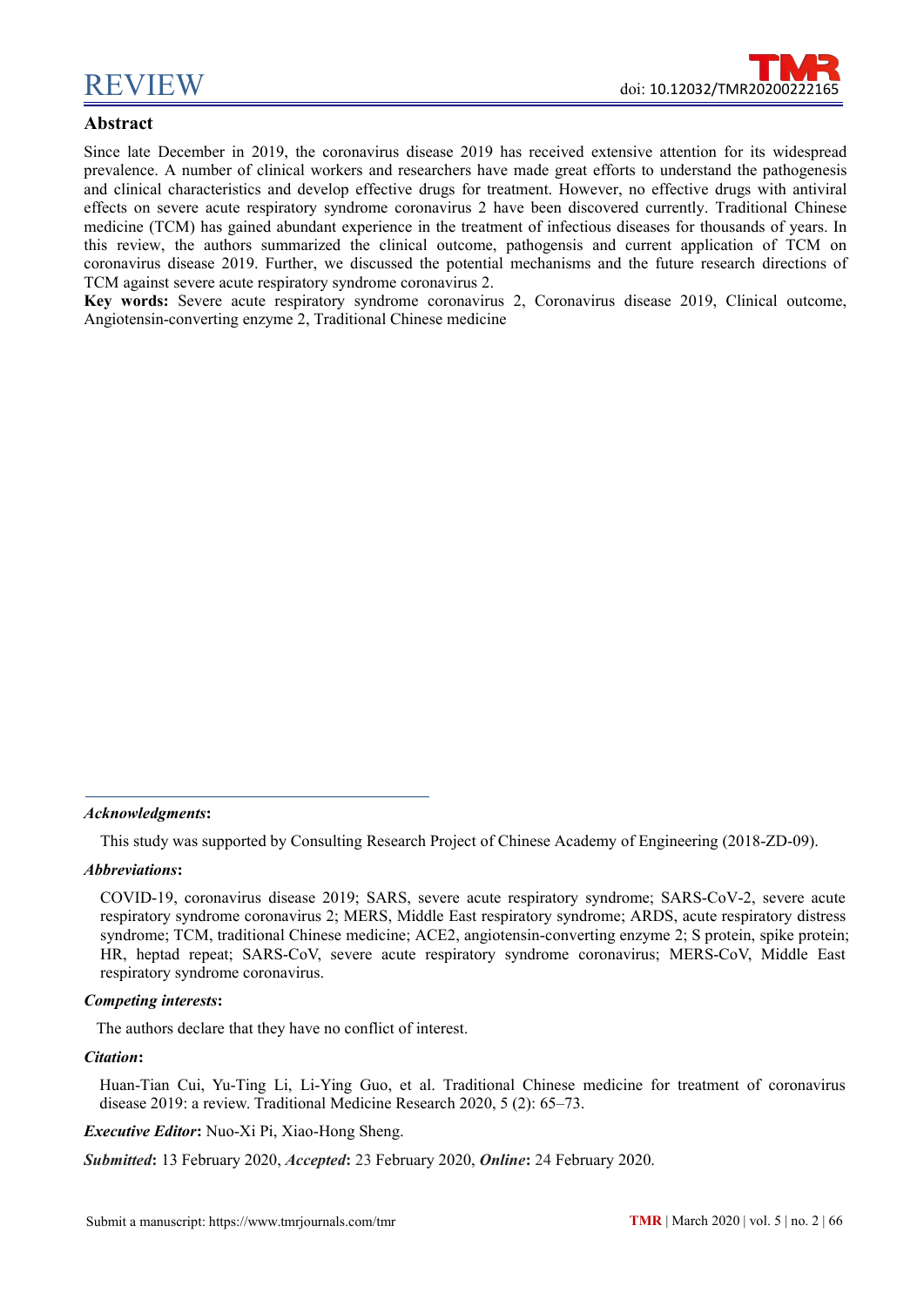## Abstract

Since late December in 2019, the coronavirus disease 2019 has received extensive attention for its widespread prevalence. A number of clinical workers and researchers have made great efforts to understand the pathogenesis and clinical characteristics and develop effective drugs for treatment. However, no effective drugs with antiviral effects on severe acute respiratory syndrome coronavirus 2 have been discovered currently. Traditional Chinese medicine (TCM) has gained abundant experience in the treatment of infectious diseases for thousands of years. In this review, the authors summarized the clinical outcome, pathogensis and current application of TCM on coronavirus disease 2019. Further, we discussed the potential mechanisms and the future research directions of TCM against severe acute respiratory syndrome coronavirus 2.

**Key words:** Severe acute respiratory syndrome coronavirus 2, Coronavirus disease 2019, Clinical outcome, Angiotensin-converting enzyme 2, Traditional Chinese medicine

***Acknowledgments*:**

This study was supported by Consulting Research Project of Chinese Academy of Engineering (2018-ZD-09).

***Abbreviations*:**

COVID-19, coronavirus disease 2019; SARS, severe acute respiratory syndrome; SARS-CoV-2, severe acute respiratory syndrome coronavirus 2; MERS, Middle East respiratory syndrome; ARDS, acute respiratory distress syndrome; TCM, traditional Chinese medicine; ACE2, angiotensin-converting enzyme 2; S protein, spike protein; HR, heptad repeat; SARS-CoV, severe acute respiratory syndrome coronavirus; MERS-CoV, Middle East respiratory syndrome coronavirus.

***Competing interests*:**

The authors declare that they have no conflict of interest.

***Citation*:**

Huan-Tian Cui, Yu-Ting Li, Li-Ying Guo, et al. Traditional Chinese medicine for treatment of coronavirus disease 2019: a review. Traditional Medicine Research 2020, 5 (2): 65–73.

***Executive Editor*:** Nuo-Xi Pi, Xiao-Hong Sheng.

***Submitted*:** 13 February 2020, ***Accepted*:** 23 February 2020, ***Online*:** 24 February 2020.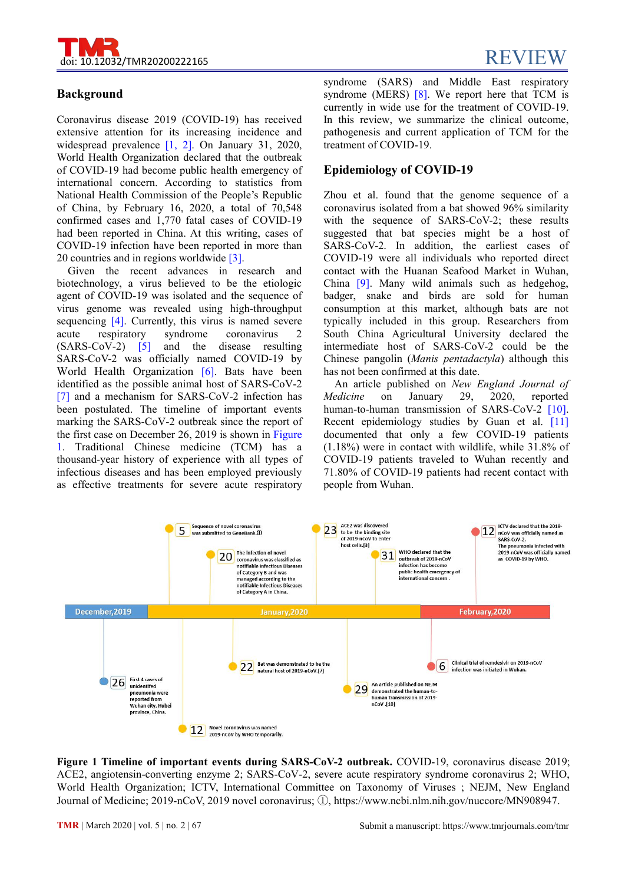## Background

Coronavirus disease 2019 (COVID-19) has received extensive attention for its increasing incidence and widespread prevalence [1, 2]. On January 31, 2020, World Health Organization declared that the outbreak of COVID-19 had become public health emergency of international concern. According to statistics from National Health Commission of the People's Republic of China, by February 16, 2020, a total of 70,548 confirmed cases and 1,770 fatal cases of COVID-19 had been reported in China. At this writing, cases of COVID-19 infection have been reported in more than 20 countries and in regions worldwide [3].

Given the recent advances in research and biotechnology, a virus believed to be the etiologic agent of COVID-19 was isolated and the sequence of virus genome was revealed using high-throughput sequencing [4]. Currently, this virus is named severe acute respiratory syndrome coronavirus 2 (SARS-CoV-2) [5] and the disease resulting SARS-CoV-2 was officially named COVID-19 by World Health Organization [6]. Bats have been identified as the possible animal host of SARS-CoV-2 [7] and a mechanism for SARS-CoV-2 infection has been postulated. The timeline of important events marking the SARS-CoV-2 outbreak since the report of the first case on December 26, 2019 is shown in Figure 1. Traditional Chinese medicine (TCM) has a thousand-year history of experience with all types of infectious diseases and has been employed previously as effective treatments for severe acute respiratory syndrome (SARS) and Middle East respiratory syndrome (MERS) [8]. We report here that TCM is currently in wide use for the treatment of COVID-19. In this review, we summarize the clinical outcome, pathogenesis and current application of TCM for the treatment of COVID-19.

## Epidemiology of COVID-19

Zhou et al. found that the genome sequence of a coronavirus isolated from a bat showed 96% similarity with the sequence of SARS-CoV-2; these results suggested that bat species might be a host of SARS-CoV-2. In addition, the earliest cases of COVID-19 were all individuals who reported direct contact with the Huanan Seafood Market in Wuhan, China [9]. Many wild animals such as hedgehog, badger, snake and birds are sold for human consumption at this market, although bats are not typically included in this group. Researchers from South China Agricultural University declared the intermediate host of SARS-CoV-2 could be the Chinese pangolin (*Manis pentadactyla*) although this has not been confirmed at this date.

An article published on *New England Journal of Medicine* on January 29, 2020, reported human-to-human transmission of SARS-CoV-2 [10]. Recent epidemiology studies by Guan et al. [11] documented that only a few COVID-19 patients (1.18%) were in contact with wildlife, while 31.8% of COVID-19 patients traveled to Wuhan recently and 71.80% of COVID-19 patients had recent contact with people from Wuhan.

**Figure 1 Timeline of important events during SARS-CoV-2 outbreak.** COVID-19, coronavirus disease 2019; ACE2, angiotensin-converting enzyme 2; SARS-CoV-2, severe acute respiratory syndrome coronavirus 2; WHO, World Health Organization; ICTV, International Committee on Taxonomy of Viruses ; NEJM, New England Journal of Medicine; 2019-nCoV, 2019 novel coronavirus; ①, https://www.ncbi.nlm.nih.gov/nuccore/MN908947.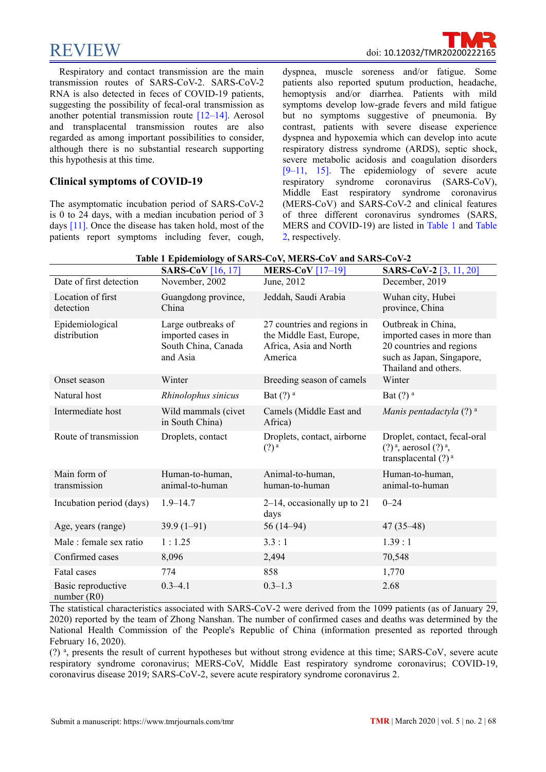Respiratory and contact transmission are the main transmission routes of SARS-CoV-2. SARS-CoV-2 RNA is also detected in feces of COVID-19 patients, suggesting the possibility of fecal-oral transmission as another potential transmission route [12–14]. Aerosol and transplacental transmission routes are also regarded as among important possibilities to consider, although there is no substantial research supporting this hypothesis at this time.

## Clinical symptoms of COVID-19

The asymptomatic incubation period of SARS-CoV-2 is 0 to 24 days, with a median incubation period of 3 days [11]. Once the disease has taken hold, most of the patients report symptoms including fever, cough, dyspnea, muscle soreness and/or fatigue. Some patients also reported sputum production, headache, hemoptysis and/or diarrhea. Patients with mild symptoms develop low-grade fevers and mild fatigue but no symptoms suggestive of pneumonia. By contrast, patients with severe disease experience dyspnea and hypoxemia which can develop into acute respiratory distress syndrome (ARDS), septic shock, severe metabolic acidosis and coagulation disorders [9–11, 15]. The epidemiology of severe acute respiratory syndrome coronavirus (SARS-CoV), Middle East respiratory syndrome coronavirus (MERS-CoV) and SARS-CoV-2 and clinical features of three different coronavirus syndromes (SARS, MERS and COVID-19) are listed in Table 1 and Table 2, respectively.

**Table 1 Epidemiology of SARS-CoV, MERS-CoV and SARS-CoV-2**

| | **SARS-CoV** [16, 17] | **MERS-CoV** [17–19] | **SARS-CoV-2** [3, 11, 20] |
|---|---|---|---|
| Date of first detection | November, 2002 | June, 2012 | December, 2019 |
| Location of first detection | Guangdong province, China | Jeddah, Saudi Arabia | Wuhan city, Hubei province, China |
| Epidemiological distribution | Large outbreaks of imported cases in South China, Canada and Asia | 27 countries and regions in the Middle East, Europe, Africa, Asia and North America | Outbreak in China, imported cases in more than 20 countries and regions such as Japan, Singapore, Thailand and others. |
| Onset season | Winter | Breeding season of camels | Winter |
| Natural host | *Rhinolophus sinicus* | Bat (?) [a] | Bat (?) [a] |
| Intermediate host | Wild mammals (civet in South China) | Camels (Middle East and Africa) | *Manis pentadactyla* (?) [a] |
| Route of transmission | Droplets, contact | Droplets, contact, airborne (?) [a] | Droplet, contact, fecal-oral (?) [a], aerosol (?) [a], transplacental (?) [a] |
| Main form of transmission | Human-to-human, animal-to-human | Animal-to-human, human-to-human | Human-to-human, animal-to-human |
| Incubation period (days) | 1.9–14.7 | 2–14, occasionally up to 21 days | 0–24 |
| Age, years (range) | 39.9 (1–91) | 56 (14–94) | 47 (35–48) |
| Male : female sex ratio | 1 : 1.25 | 3.3 : 1 | 1.39 : 1 |
| Confirmed cases | 8,096 | 2,494 | 70,548 |
| Fatal cases | 774 | 858 | 1,770 |
| Basic reproductive number (R0) | 0.3–4.1 | 0.3–1.3 | 2.68 |

The statistical characteristics associated with SARS-CoV-2 were derived from the 1099 patients (as of January 29, 2020) reported by the team of Zhong Nanshan. The number of confirmed cases and deaths was determined by the National Health Commission of the People's Republic of China (information presented as reported through February 16, 2020).

(?) [a], presents the result of current hypotheses but without strong evidence at this time; SARS-CoV, severe acute respiratory syndrome coronavirus; MERS-CoV, Middle East respiratory syndrome coronavirus; COVID-19, coronavirus disease 2019; SARS-CoV-2, severe acute respiratory syndrome coronavirus 2.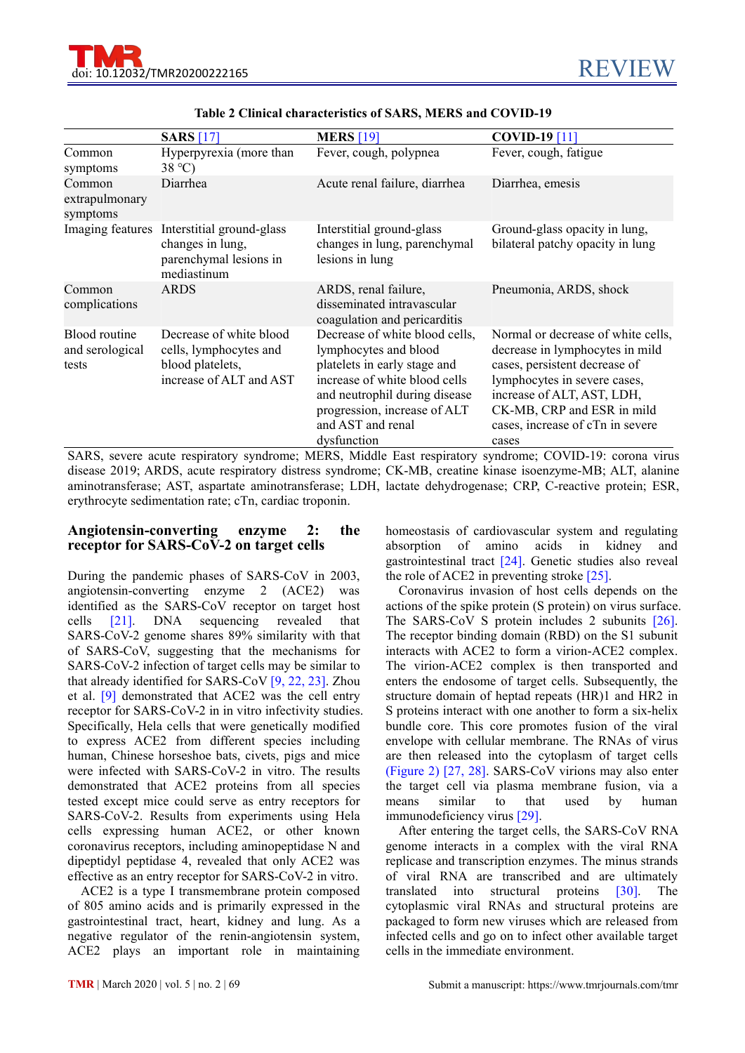**Table 2 Clinical characteristics of SARS, MERS and COVID-19**

| | **SARS** [17] | **MERS** [19] | **COVID-19** [11] |
|---|---|---|---|
| Common symptoms | Hyperpyrexia (more than 38 °C) | Fever, cough, polypnea | Fever, cough, fatigue |
| Common extrapulmonary symptoms | Diarrhea | Acute renal failure, diarrhea | Diarrhea, emesis |
| Imaging features | Interstitial ground-glass changes in lung, parenchymal lesions in mediastinum | Interstitial ground-glass changes in lung, parenchymal lesions in lung | Ground-glass opacity in lung, bilateral patchy opacity in lung |
| Common complications | ARDS | ARDS, renal failure, disseminated intravascular coagulation and pericarditis | Pneumonia, ARDS, shock |
| Blood routine and serological tests | Decrease of white blood cells, lymphocytes and blood platelets, increase of ALT and AST | Decrease of white blood cells, lymphocytes and blood platelets in early stage and increase of white blood cells and neutrophil during disease progression, increase of ALT and AST and renal dysfunction | Normal or decrease of white cells, decrease in lymphocytes in mild cases, persistent decrease of lymphocytes in severe cases, increase of ALT, AST, LDH, CK-MB, CRP and ESR in mild cases, increase of cTn in severe cases |

SARS, severe acute respiratory syndrome; MERS, Middle East respiratory syndrome; COVID-19: corona virus disease 2019; ARDS, acute respiratory distress syndrome; CK-MB, creatine kinase isoenzyme-MB; ALT, alanine aminotransferase; AST, aspartate aminotransferase; LDH, lactate dehydrogenase; CRP, C-reactive protein; ESR, erythrocyte sedimentation rate; cTn, cardiac troponin.

## Angiotensin-converting enzyme 2: the receptor for SARS-CoV-2 on target cells

During the pandemic phases of SARS-CoV in 2003, angiotensin-converting enzyme 2 (ACE2) was identified as the SARS-CoV receptor on target host cells [21]. DNA sequencing revealed that SARS-CoV-2 genome shares 89% similarity with that of SARS-CoV, suggesting that the mechanisms for SARS-CoV-2 infection of target cells may be similar to that already identified for SARS-CoV [9, 22, 23]. Zhou et al. [9] demonstrated that ACE2 was the cell entry receptor for SARS-CoV-2 in in vitro infectivity studies. Specifically, Hela cells that were genetically modified to express ACE2 from different species including human, Chinese horseshoe bats, civets, pigs and mice were infected with SARS-CoV-2 in vitro. The results demonstrated that ACE2 proteins from all species tested except mice could serve as entry receptors for SARS-CoV-2. Results from experiments using Hela cells expressing human ACE2, or other known coronavirus receptors, including aminopeptidase N and dipeptidyl peptidase 4, revealed that only ACE2 was effective as an entry receptor for SARS-CoV-2 in vitro.

ACE2 is a type I transmembrane protein composed of 805 amino acids and is primarily expressed in the gastrointestinal tract, heart, kidney and lung. As a negative regulator of the renin-angiotensin system, ACE2 plays an important role in maintaining homeostasis of cardiovascular system and regulating absorption of amino acids in kidney and gastrointestinal tract [24]. Genetic studies also reveal the role of ACE2 in preventing stroke [25].

Coronavirus invasion of host cells depends on the actions of the spike protein (S protein) on virus surface. The SARS-CoV S protein includes 2 subunits [26]. The receptor binding domain (RBD) on the S1 subunit interacts with ACE2 to form a virion-ACE2 complex. The virion-ACE2 complex is then transported and enters the endosome of target cells. Subsequently, the structure domain of heptad repeats (HR)1 and HR2 in S proteins interact with one another to form a six-helix bundle core. This core promotes fusion of the viral envelope with cellular membrane. The RNAs of virus are then released into the cytoplasm of target cells (Figure 2) [27, 28]. SARS-CoV virions may also enter the target cell via plasma membrane fusion, via a means similar to that used by human immunodeficiency virus [29].

After entering the target cells, the SARS-CoV RNA genome interacts in a complex with the viral RNA replicase and transcription enzymes. The minus strands of viral RNA are transcribed and are ultimately translated into structural proteins [30]. The cytoplasmic viral RNAs and structural proteins are packaged to form new viruses which are released from infected cells and go on to infect other available target cells in the immediate environment.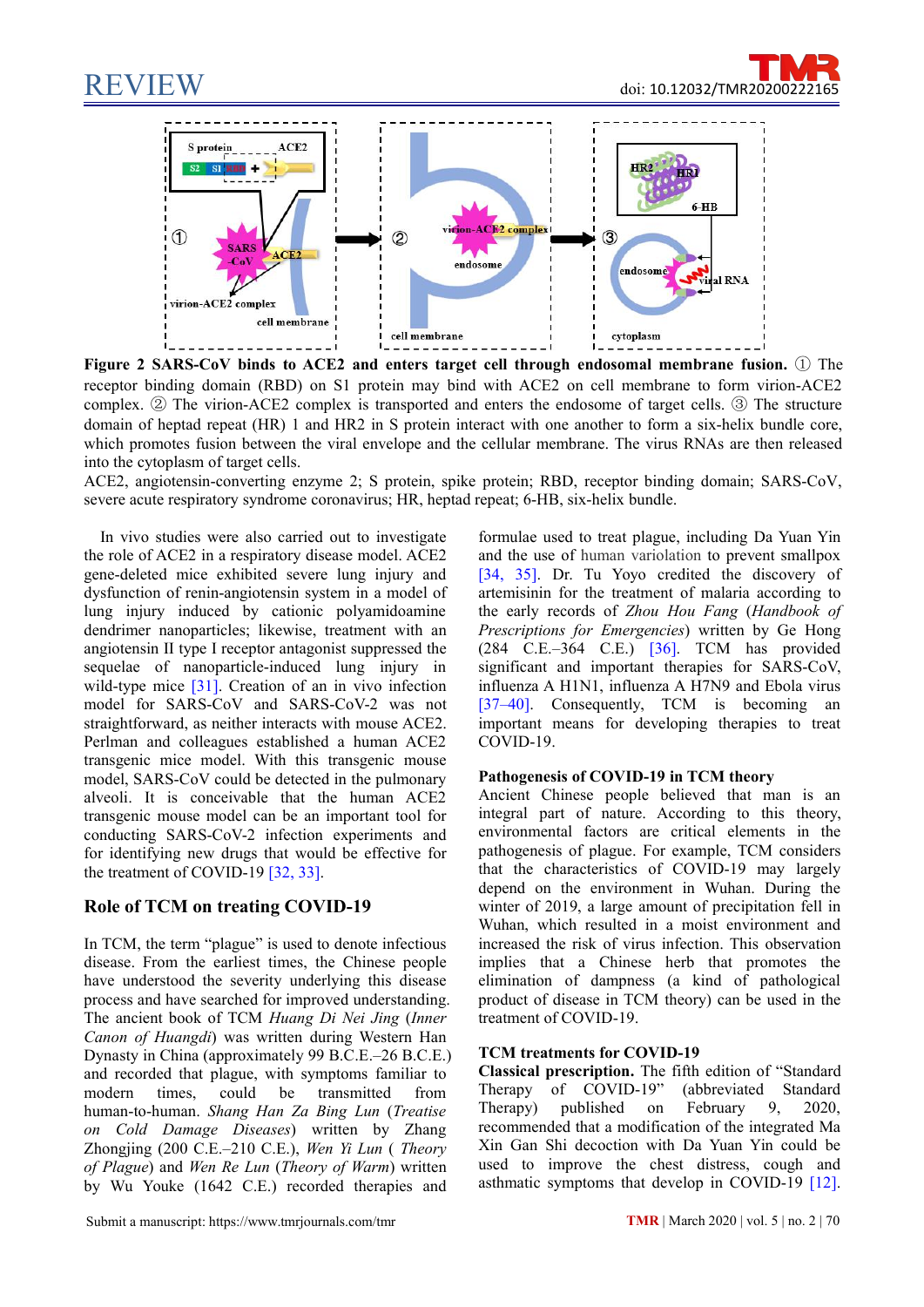**Figure 2 SARS-CoV binds to ACE2 and enters target cell through endosomal membrane fusion.** ① The receptor binding domain (RBD) on S1 protein may bind with ACE2 on cell membrane to form virion-ACE2 complex. ② The virion-ACE2 complex is transported and enters the endosome of target cells. ③ The structure domain of heptad repeat (HR) 1 and HR2 in S protein interact with one another to form a six-helix bundle core, which promotes fusion between the viral envelope and the cellular membrane. The virus RNAs are then released into the cytoplasm of target cells.

ACE2, angiotensin-converting enzyme 2; S protein, spike protein; RBD, receptor binding domain; SARS-CoV, severe acute respiratory syndrome coronavirus; HR, heptad repeat; 6-HB, six-helix bundle.

In vivo studies were also carried out to investigate the role of ACE2 in a respiratory disease model. ACE2 gene-deleted mice exhibited severe lung injury and dysfunction of renin-angiotensin system in a model of lung injury induced by cationic polyamidoamine dendrimer nanoparticles; likewise, treatment with an angiotensin II type I receptor antagonist suppressed the sequelae of nanoparticle-induced lung injury in wild-type mice [31]. Creation of an in vivo infection model for SARS-CoV and SARS-CoV-2 was not straightforward, as neither interacts with mouse ACE2. Perlman and colleagues established a human ACE2 transgenic mice model. With this transgenic mouse model, SARS-CoV could be detected in the pulmonary alveoli. It is conceivable that the human ACE2 transgenic mouse model can be an important tool for conducting SARS-CoV-2 infection experiments and for identifying new drugs that would be effective for the treatment of COVID-19 [32, 33].

## Role of TCM on treating COVID-19

In TCM, the term "plague" is used to denote infectious disease. From the earliest times, the Chinese people have understood the severity underlying this disease process and have searched for improved understanding. The ancient book of TCM *Huang Di Nei Jing* (*Inner Canon of Huangdi*) was written during Western Han Dynasty in China (approximately 99 B.C.E.–26 B.C.E.) and recorded that plague, with symptoms familiar to modern times, could be transmitted from human-to-human. *Shang Han Za Bing Lun* (*Treatise on Cold Damage Diseases*) written by Zhang Zhongjing (200 C.E.–210 C.E.), *Wen Yi Lun* (*Theory of Plague*) and *Wen Re Lun* (*Theory of Warm*) written by Wu Youke (1642 C.E.) recorded therapies and formulae used to treat plague, including Da Yuan Yin and the use of human variolation to prevent smallpox [34, 35]. Dr. Tu Yoyo credited the discovery of artemisinin for the treatment of malaria according to the early records of *Zhou Hou Fang* (*Handbook of Prescriptions for Emergencies*) written by Ge Hong (284 C.E.–364 C.E.) [36]. TCM has provided significant and important therapies for SARS-CoV, influenza A H1N1, influenza A H7N9 and Ebola virus [37–40]. Consequently, TCM is becoming an important means for developing therapies to treat COVID-19.

### Pathogenesis of COVID-19 in TCM theory

Ancient Chinese people believed that man is an integral part of nature. According to this theory, environmental factors are critical elements in the pathogenesis of plague. For example, TCM considers that the characteristics of COVID-19 may largely depend on the environment in Wuhan. During the winter of 2019, a large amount of precipitation fell in Wuhan, which resulted in a moist environment and increased the risk of virus infection. This observation implies that a Chinese herb that promotes the elimination of dampness (a kind of pathological product of disease in TCM theory) can be used in the treatment of COVID-19.

### TCM treatments for COVID-19

**Classical prescription.** The fifth edition of "Standard Therapy of COVID-19" (abbreviated Standard Therapy) published on February 9, 2020, recommended that a modification of the integrated Ma Xin Gan Shi decoction with Da Yuan Yin could be used to improve the chest distress, cough and asthmatic symptoms that develop in COVID-19 [12].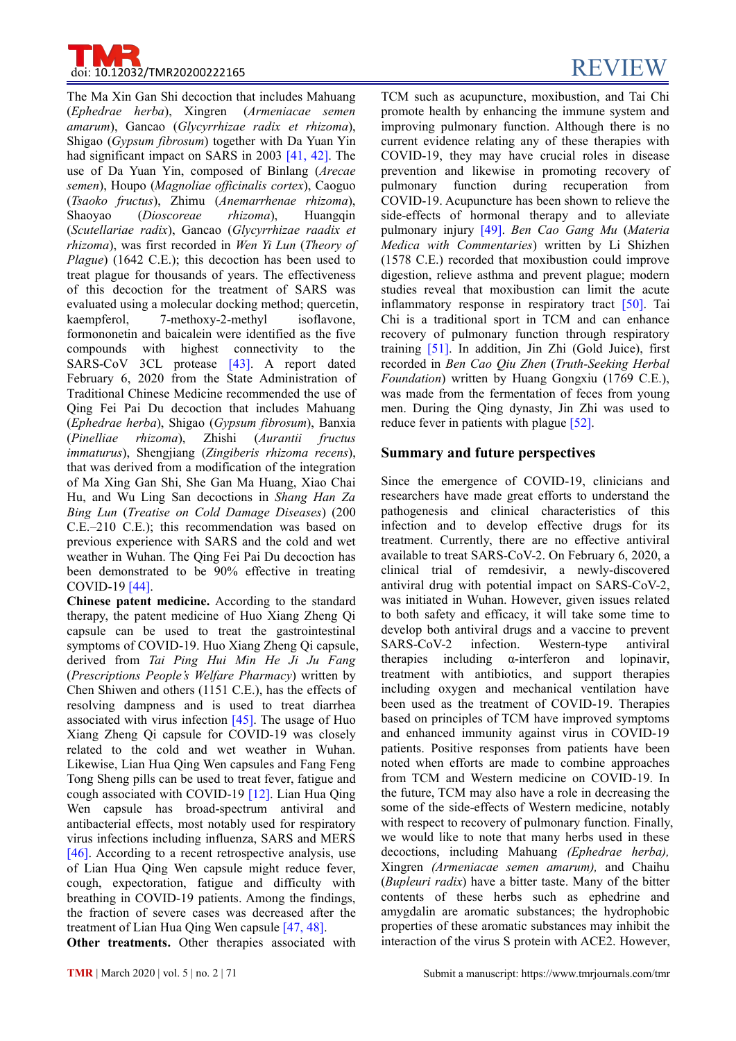The Ma Xin Gan Shi decoction that includes Mahuang (*Ephedrae herba*), Xingren (*Armeniacae semen amarum*), Gancao (*Glycyrrhizae radix et rhizoma*), Shigao (*Gypsum fibrosum*) together with Da Yuan Yin had significant impact on SARS in 2003 [41, 42]. The use of Da Yuan Yin, composed of Binlang (*Arecae semen*), Houpo (*Magnoliae officinalis cortex*), Caoguo (*Tsaoko fructus*), Zhimu (*Anemarrhenae rhizoma*), Shaoyao (*Dioscoreae rhizoma*), Huangqin (*Scutellariae radix*), Gancao (*Glycyrrhizae raadix et rhizoma*), was first recorded in *Wen Yi Lun* (*Theory of Plague*) (1642 C.E.); this decoction has been used to treat plague for thousands of years. The effectiveness of this decoction for the treatment of SARS was evaluated using a molecular docking method; quercetin, kaempferol, 7-methoxy-2-methyl isoflavone, formononetin and baicalein were identified as the five compounds with highest connectivity to the SARS-CoV 3CL protease [43]. A report dated February 6, 2020 from the State Administration of Traditional Chinese Medicine recommended the use of Qing Fei Pai Du decoction that includes Mahuang (*Ephedrae herba*), Shigao (*Gypsum fibrosum*), Banxia (*Pinelliae rhizoma*), Zhishi (*Aurantii fructus immaturus*), Shengjiang (*Zingiberis rhizoma recens*), that was derived from a modification of the integration of Ma Xing Gan Shi, She Gan Ma Huang, Xiao Chai Hu, and Wu Ling San decoctions in *Shang Han Za Bing Lun* (*Treatise on Cold Damage Diseases*) (200 C.E.–210 C.E.); this recommendation was based on previous experience with SARS and the cold and wet weather in Wuhan. The Qing Fei Pai Du decoction has been demonstrated to be 90% effective in treating COVID-19 [44].

**Chinese patent medicine.** According to the standard therapy, the patent medicine of Huo Xiang Zheng Qi capsule can be used to treat the gastrointestinal symptoms of COVID-19. Huo Xiang Zheng Qi capsule, derived from *Tai Ping Hui Min He Ji Ju Fang* (*Prescriptions People's Welfare Pharmacy*) written by Chen Shiwen and others (1151 C.E.), has the effects of resolving dampness and is used to treat diarrhea associated with virus infection [45]. The usage of Huo Xiang Zheng Qi capsule for COVID-19 was closely related to the cold and wet weather in Wuhan. Likewise, Lian Hua Qing Wen capsules and Fang Feng Tong Sheng pills can be used to treat fever, fatigue and cough associated with COVID-19 [12]. Lian Hua Qing Wen capsule has broad-spectrum antiviral and antibacterial effects, most notably used for respiratory virus infections including influenza, SARS and MERS [46]. According to a recent retrospective analysis, use of Lian Hua Qing Wen capsule might reduce fever, cough, expectoration, fatigue and difficulty with breathing in COVID-19 patients. Among the findings, the fraction of severe cases was decreased after the treatment of Lian Hua Qing Wen capsule [47, 48].

**Other treatments.** Other therapies associated with TCM such as acupuncture, moxibustion, and Tai Chi promote health by enhancing the immune system and improving pulmonary function. Although there is no current evidence relating any of these therapies with COVID-19, they may have crucial roles in disease prevention and likewise in promoting recovery of pulmonary function during recuperation from COVID-19. Acupuncture has been shown to relieve the side-effects of hormonal therapy and to alleviate pulmonary injury [49]. *Ben Cao Gang Mu* (*Materia Medica with Commentaries*) written by Li Shizhen (1578 C.E.) recorded that moxibustion could improve digestion, relieve asthma and prevent plague; modern studies reveal that moxibustion can limit the acute inflammatory response in respiratory tract [50]. Tai Chi is a traditional sport in TCM and can enhance recovery of pulmonary function through respiratory training [51]. In addition, Jin Zhi (Gold Juice), first recorded in *Ben Cao Qiu Zhen* (*Truth-Seeking Herbal Foundation*) written by Huang Gongxiu (1769 C.E.), was made from the fermentation of feces from young men. During the Qing dynasty, Jin Zhi was used to reduce fever in patients with plague [52].

## Summary and future perspectives

Since the emergence of COVID-19, clinicians and researchers have made great efforts to understand the pathogenesis and clinical characteristics of this infection and to develop effective drugs for its treatment. Currently, there are no effective antiviral available to treat SARS-CoV-2. On February 6, 2020, a clinical trial of remdesivir, a newly-discovered antiviral drug with potential impact on SARS-CoV-2, was initiated in Wuhan. However, given issues related to both safety and efficacy, it will take some time to develop both antiviral drugs and a vaccine to prevent SARS-CoV-2 infection. Western-type antiviral therapies including α-interferon and lopinavir, treatment with antibiotics, and support therapies including oxygen and mechanical ventilation have been used as the treatment of COVID-19. Therapies based on principles of TCM have improved symptoms and enhanced immunity against virus in COVID-19 patients. Positive responses from patients have been noted when efforts are made to combine approaches from TCM and Western medicine on COVID-19. In the future, TCM may also have a role in decreasing the some of the side-effects of Western medicine, notably with respect to recovery of pulmonary function. Finally, we would like to note that many herbs used in these decoctions, including Mahuang *(Ephedrae herba),* Xingren *(Armeniacae semen amarum),* and Chaihu (*Bupleuri radix*) have a bitter taste. Many of the bitter contents of these herbs such as ephedrine and amygdalin are aromatic substances; the hydrophobic properties of these aromatic substances may inhibit the interaction of the virus S protein with ACE2. However,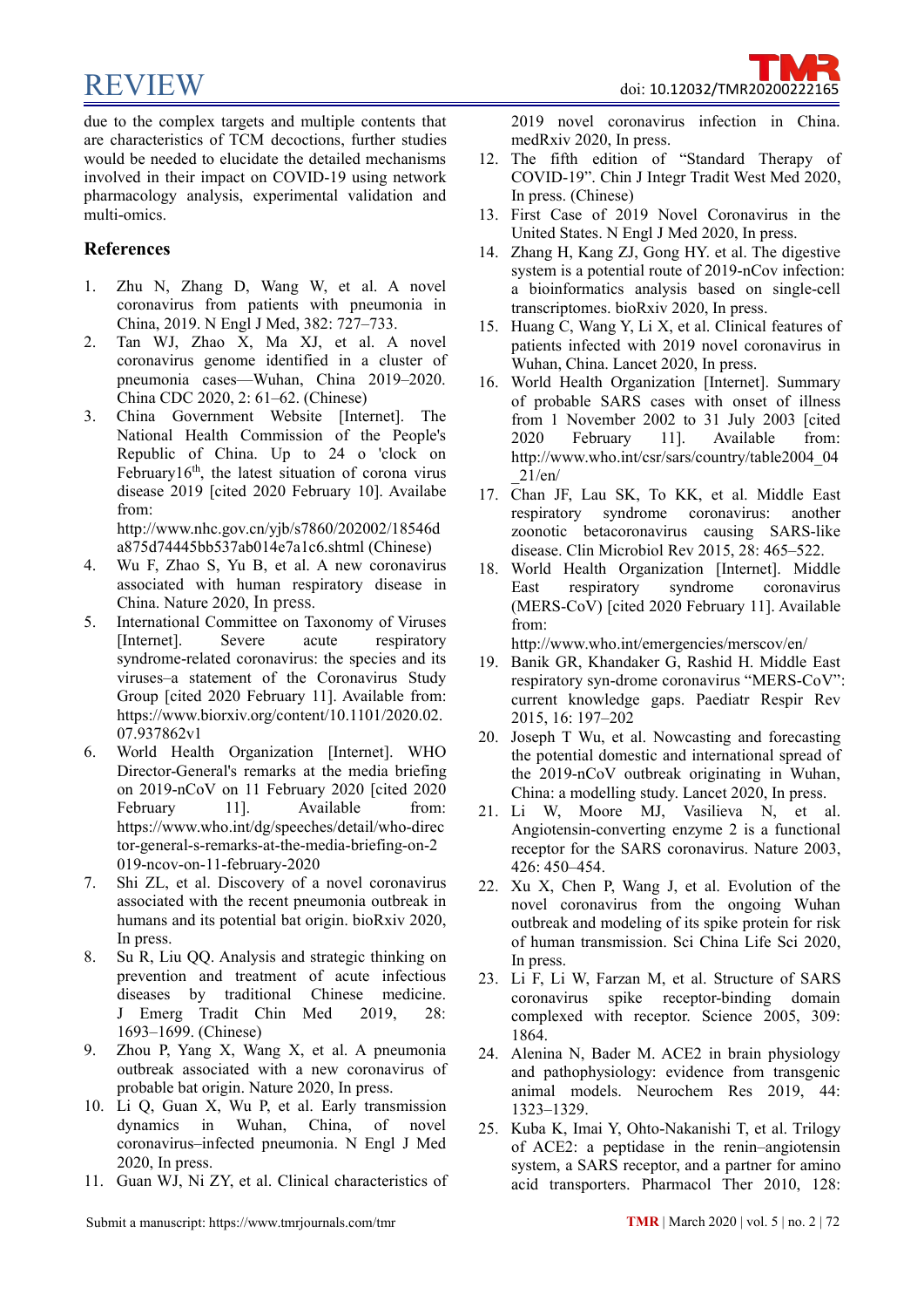due to the complex targets and multiple contents that are characteristics of TCM decoctions, further studies would be needed to elucidate the detailed mechanisms involved in their impact on COVID-19 using network pharmacology analysis, experimental validation and multi-omics.

## References

1. Zhu N, Zhang D, Wang W, et al. A novel coronavirus from patients with pneumonia in China, 2019. N Engl J Med, 382: 727–733.
2. Tan WJ, Zhao X, Ma XJ, et al. A novel coronavirus genome identified in a cluster of pneumonia cases—Wuhan, China 2019–2020. China CDC 2020, 2: 61–62. (Chinese)
3. China Government Website [Internet]. The National Health Commission of the People's Republic of China. Up to 24 o 'clock on February16th, the latest situation of corona virus disease 2019 [cited 2020 February 10]. Availabe from: http://www.nhc.gov.cn/yjb/s7860/202002/18546da875d74445bb537ab014e7a1c6.shtml (Chinese)
4. Wu F, Zhao S, Yu B, et al. A new coronavirus associated with human respiratory disease in China. Nature 2020, In press.
5. International Committee on Taxonomy of Viruses [Internet]. Severe acute respiratory syndrome-related coronavirus: the species and its viruses–a statement of the Coronavirus Study Group [cited 2020 February 11]. Available from: https://www.biorxiv.org/content/10.1101/2020.02.07.937862v1
6. World Health Organization [Internet]. WHO Director-General's remarks at the media briefing on 2019-nCoV on 11 February 2020 [cited 2020 February 11]. Available from: https://www.who.int/dg/speeches/detail/who-director-general-s-remarks-at-the-media-briefing-on-2019-ncov-on-11-february-2020
7. Shi ZL, et al. Discovery of a novel coronavirus associated with the recent pneumonia outbreak in humans and its potential bat origin. bioRxiv 2020, In press.
8. Su R, Liu QQ. Analysis and strategic thinking on prevention and treatment of acute infectious diseases by traditional Chinese medicine. J Emerg Tradit Chin Med 2019, 28: 1693–1699. (Chinese)
9. Zhou P, Yang X, Wang X, et al. A pneumonia outbreak associated with a new coronavirus of probable bat origin. Nature 2020, In press.
10. Li Q, Guan X, Wu P, et al. Early transmission dynamics in Wuhan, China, of novel coronavirus–infected pneumonia. N Engl J Med 2020, In press.
11. Guan WJ, Ni ZY, et al. Clinical characteristics of 2019 novel coronavirus infection in China. medRxiv 2020, In press.
12. The fifth edition of "Standard Therapy of COVID-19". Chin J Integr Tradit West Med 2020, In press. (Chinese)
13. First Case of 2019 Novel Coronavirus in the United States. N Engl J Med 2020, In press.
14. Zhang H, Kang ZJ, Gong HY. et al. The digestive system is a potential route of 2019-nCov infection: a bioinformatics analysis based on single-cell transcriptomes. bioRxiv 2020, In press.
15. Huang C, Wang Y, Li X, et al. Clinical features of patients infected with 2019 novel coronavirus in Wuhan, China. Lancet 2020, In press.
16. World Health Organization [Internet]. Summary of probable SARS cases with onset of illness from 1 November 2002 to 31 July 2003 [cited 2020 February 11]. Available from: http://www.who.int/csr/sars/country/table2004_04_21/en/
17. Chan JF, Lau SK, To KK, et al. Middle East respiratory syndrome coronavirus: another zoonotic betacoronavirus causing SARS-like disease. Clin Microbiol Rev 2015, 28: 465–522.
18. World Health Organization [Internet]. Middle East respiratory syndrome coronavirus (MERS-CoV) [cited 2020 February 11]. Available from: http://www.who.int/emergencies/merscov/en/
19. Banik GR, Khandaker G, Rashid H. Middle East respiratory syn-drome coronavirus "MERS-CoV": current knowledge gaps. Paediatr Respir Rev 2015, 16: 197–202
20. Joseph T Wu, et al. Nowcasting and forecasting the potential domestic and international spread of the 2019-nCoV outbreak originating in Wuhan, China: a modelling study. Lancet 2020, In press.
21. Li W, Moore MJ, Vasilieva N, et al. Angiotensin-converting enzyme 2 is a functional receptor for the SARS coronavirus. Nature 2003, 426: 450–454.
22. Xu X, Chen P, Wang J, et al. Evolution of the novel coronavirus from the ongoing Wuhan outbreak and modeling of its spike protein for risk of human transmission. Sci China Life Sci 2020, In press.
23. Li F, Li W, Farzan M, et al. Structure of SARS coronavirus spike receptor-binding domain complexed with receptor. Science 2005, 309: 1864.
24. Alenina N, Bader M. ACE2 in brain physiology and pathophysiology: evidence from transgenic animal models. Neurochem Res 2019, 44: 1323–1329.
25. Kuba K, Imai Y, Ohto-Nakanishi T, et al. Trilogy of ACE2: a peptidase in the renin–angiotensin system, a SARS receptor, and a partner for amino acid transporters. Pharmacol Ther 2010, 128: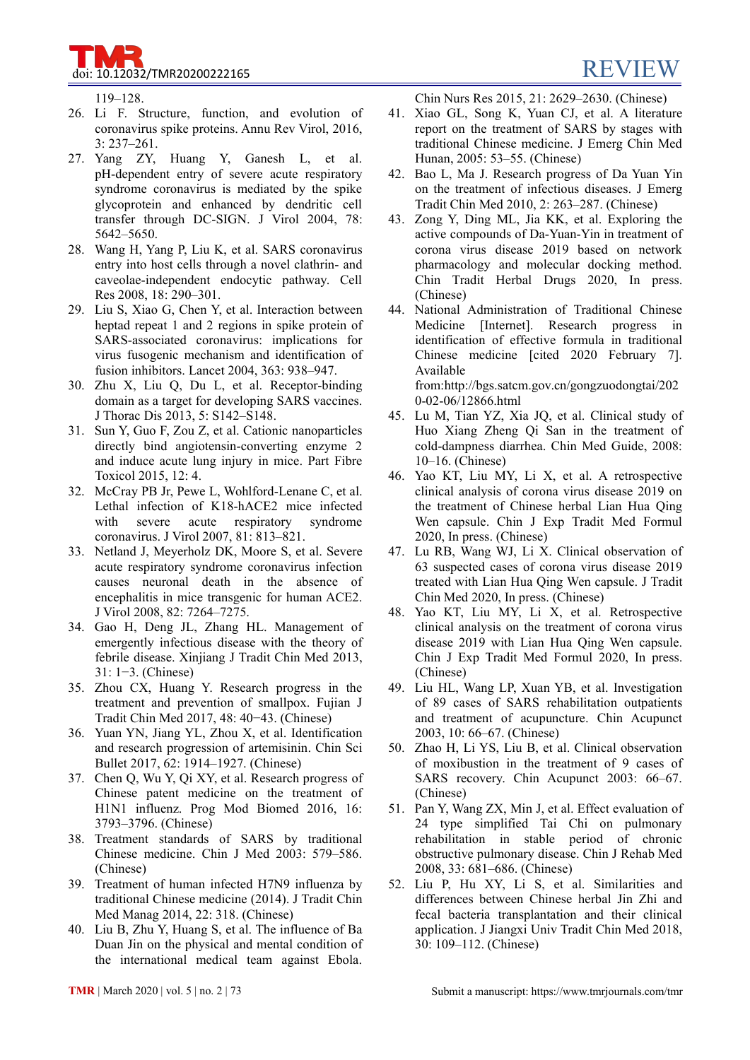119–128.

26. Li F. Structure, function, and evolution of coronavirus spike proteins. Annu Rev Virol, 2016, 3: 237–261.
27. Yang ZY, Huang Y, Ganesh L, et al. pH-dependent entry of severe acute respiratory syndrome coronavirus is mediated by the spike glycoprotein and enhanced by dendritic cell transfer through DC-SIGN. J Virol 2004, 78: 5642–5650.
28. Wang H, Yang P, Liu K, et al. SARS coronavirus entry into host cells through a novel clathrin- and caveolae-independent endocytic pathway. Cell Res 2008, 18: 290–301.
29. Liu S, Xiao G, Chen Y, et al. Interaction between heptad repeat 1 and 2 regions in spike protein of SARS-associated coronavirus: implications for virus fusogenic mechanism and identification of fusion inhibitors. Lancet 2004, 363: 938–947.
30. Zhu X, Liu Q, Du L, et al. Receptor-binding domain as a target for developing SARS vaccines. J Thorac Dis 2013, 5: S142–S148.
31. Sun Y, Guo F, Zou Z, et al. Cationic nanoparticles directly bind angiotensin-converting enzyme 2 and induce acute lung injury in mice. Part Fibre Toxicol 2015, 12: 4.
32. McCray PB Jr, Pewe L, Wohlford-Lenane C, et al. Lethal infection of K18-hACE2 mice infected with severe acute respiratory syndrome coronavirus. J Virol 2007, 81: 813–821.
33. Netland J, Meyerholz DK, Moore S, et al. Severe acute respiratory syndrome coronavirus infection causes neuronal death in the absence of encephalitis in mice transgenic for human ACE2. J Virol 2008, 82: 7264–7275.
34. Gao H, Deng JL, Zhang HL. Management of emergently infectious disease with the theory of febrile disease. Xinjiang J Tradit Chin Med 2013, 31: 1−3. (Chinese)
35. Zhou CX, Huang Y. Research progress in the treatment and prevention of smallpox. Fujian J Tradit Chin Med 2017, 48: 40−43. (Chinese)
36. Yuan YN, Jiang YL, Zhou X, et al. Identification and research progression of artemisinin. Chin Sci Bullet 2017, 62: 1914–1927. (Chinese)
37. Chen Q, Wu Y, Qi XY, et al. Research progress of Chinese patent medicine on the treatment of H1N1 influenz. Prog Mod Biomed 2016, 16: 3793–3796. (Chinese)
38. Treatment standards of SARS by traditional Chinese medicine. Chin J Med 2003: 579–586. (Chinese)
39. Treatment of human infected H7N9 influenza by traditional Chinese medicine (2014). J Tradit Chin Med Manag 2014, 22: 318. (Chinese)
40. Liu B, Zhu Y, Huang S, et al. The influence of Ba Duan Jin on the physical and mental condition of the international medical team against Ebola. Chin Nurs Res 2015, 21: 2629–2630. (Chinese)
41. Xiao GL, Song K, Yuan CJ, et al. A literature report on the treatment of SARS by stages with traditional Chinese medicine. J Emerg Chin Med Hunan, 2005: 53–55. (Chinese)
42. Bao L, Ma J. Research progress of Da Yuan Yin on the treatment of infectious diseases. J Emerg Tradit Chin Med 2010, 2: 263–287. (Chinese)
43. Zong Y, Ding ML, Jia KK, et al. Exploring the active compounds of Da-Yuan-Yin in treatment of corona virus disease 2019 based on network pharmacology and molecular docking method. Chin Tradit Herbal Drugs 2020, In press. (Chinese)
44. National Administration of Traditional Chinese Medicine [Internet]. Research progress in identification of effective formula in traditional Chinese medicine [cited 2020 February 7]. Available from:http://bgs.satcm.gov.cn/gongzuodongtai/2020-02-06/12866.html
45. Lu M, Tian YZ, Xia JQ, et al. Clinical study of Huo Xiang Zheng Qi San in the treatment of cold-dampness diarrhea. Chin Med Guide, 2008: 10–16. (Chinese)
46. Yao KT, Liu MY, Li X, et al. A retrospective clinical analysis of corona virus disease 2019 on the treatment of Chinese herbal Lian Hua Qing Wen capsule. Chin J Exp Tradit Med Formul 2020, In press. (Chinese)
47. Lu RB, Wang WJ, Li X. Clinical observation of 63 suspected cases of corona virus disease 2019 treated with Lian Hua Qing Wen capsule. J Tradit Chin Med 2020, In press. (Chinese)
48. Yao KT, Liu MY, Li X, et al. Retrospective clinical analysis on the treatment of corona virus disease 2019 with Lian Hua Qing Wen capsule. Chin J Exp Tradit Med Formul 2020, In press. (Chinese)
49. Liu HL, Wang LP, Xuan YB, et al. Investigation of 89 cases of SARS rehabilitation outpatients and treatment of acupuncture. Chin Acupunct 2003, 10: 66–67. (Chinese)
50. Zhao H, Li YS, Liu B, et al. Clinical observation of moxibustion in the treatment of 9 cases of SARS recovery. Chin Acupunct 2003: 66–67. (Chinese)
51. Pan Y, Wang ZX, Min J, et al. Effect evaluation of 24 type simplified Tai Chi on pulmonary rehabilitation in stable period of chronic obstructive pulmonary disease. Chin J Rehab Med 2008, 33: 681–686. (Chinese)
52. Liu P, Hu XY, Li S, et al. Similarities and differences between Chinese herbal Jin Zhi and fecal bacteria transplantation and their clinical application. J Jiangxi Univ Tradit Chin Med 2018, 30: 109–112. (Chinese)